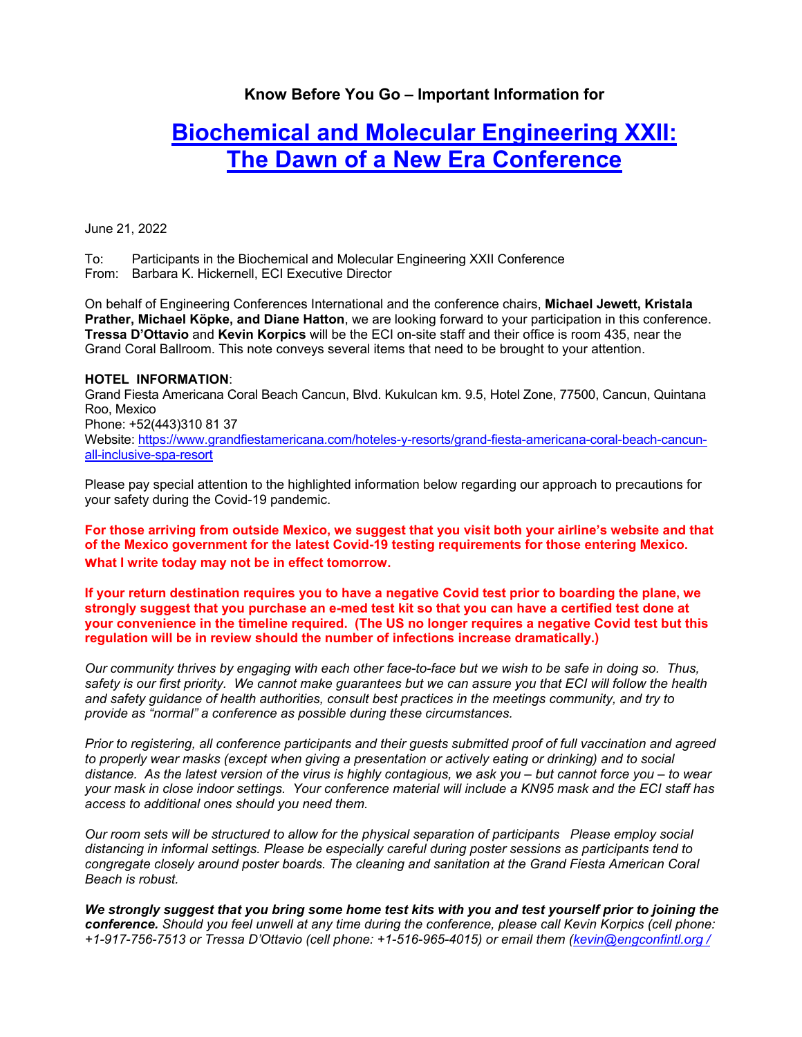**Know Before You Go – Important Information for**

# [Biochemical and Molecular Engineering XXII: The Dawn of a New Era Conference]

June 21, 2022

To: Participants in the Biochemical and Molecular Engineering XXII Conference
From: Barbara K. Hickernell, ECI Executive Director

On behalf of Engineering Conferences International and the conference chairs, **Michael Jewett, Kristala Prather, Michael Köpke, and Diane Hatton**, we are looking forward to your participation in this conference. **Tressa D'Ottavio** and **Kevin Korpics** will be the ECI on-site staff and their office is room 435, near the Grand Coral Ballroom. This note conveys several items that need to be brought to your attention.

**HOTEL INFORMATION**:
Grand Fiesta Americana Coral Beach Cancun, Blvd. Kukulcan km. 9.5, Hotel Zone, 77500, Cancun, Quintana Roo, Mexico
Phone: +52(443)310 81 37
Website: https://www.grandfiestamericana.com/hoteles-y-resorts/grand-fiesta-americana-coral-beach-cancun-all-inclusive-spa-resort

Please pay special attention to the highlighted information below regarding our approach to precautions for your safety during the Covid-19 pandemic.

**For those arriving from outside Mexico, we suggest that you visit both your airline's website and that of the Mexico government for the latest Covid-19 testing requirements for those entering Mexico. What I write today may not be in effect tomorrow.**

**If your return destination requires you to have a negative Covid test prior to boarding the plane, we strongly suggest that you purchase an e-med test kit so that you can have a certified test done at your convenience in the timeline required. (The US no longer requires a negative Covid test but this regulation will be in review should the number of infections increase dramatically.)**

*Our community thrives by engaging with each other face-to-face but we wish to be safe in doing so. Thus, safety is our first priority. We cannot make guarantees but we can assure you that ECI will follow the health and safety guidance of health authorities, consult best practices in the meetings community, and try to provide as "normal" a conference as possible during these circumstances.*

*Prior to registering, all conference participants and their guests submitted proof of full vaccination and agreed to properly wear masks (except when giving a presentation or actively eating or drinking) and to social distance. As the latest version of the virus is highly contagious, we ask you – but cannot force you – to wear your mask in close indoor settings. Your conference material will include a KN95 mask and the ECI staff has access to additional ones should you need them.*

*Our room sets will be structured to allow for the physical separation of participants Please employ social distancing in informal settings. Please be especially careful during poster sessions as participants tend to congregate closely around poster boards. The cleaning and sanitation at the Grand Fiesta American Coral Beach is robust.*

***We strongly suggest that you bring some home test kits with you and test yourself prior to joining the conference.*** *Should you feel unwell at any time during the conference, please call Kevin Korpics (cell phone: +1-917-756-7513 or Tressa D'Ottavio (cell phone: +1-516-965-4015) or email them (kevin@engconfintl.org /*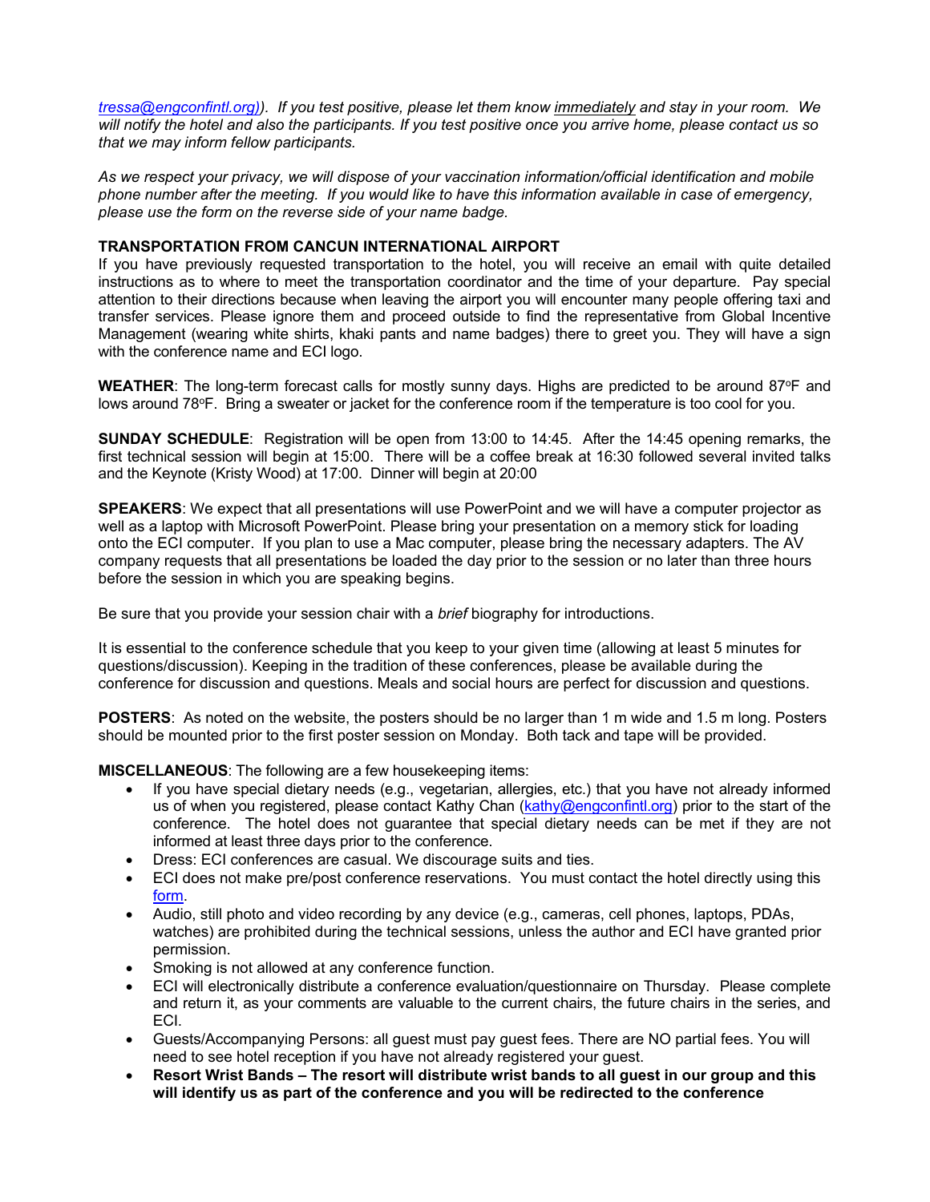*[tressa@engconfintl.org](mailto:tressa@engconfintl.org))*. *If you test positive, please let them know* *__immediately__* *and stay in your room. We will notify the hotel and also the participants. If you test positive once you arrive home, please contact us so that we may inform fellow participants.*

*As we respect your privacy, we will dispose of your vaccination information/official identification and mobile phone number after the meeting. If you would like to have this information available in case of emergency, please use the form on the reverse side of your name badge.*

**TRANSPORTATION FROM CANCUN INTERNATIONAL AIRPORT**

If you have previously requested transportation to the hotel, you will receive an email with quite detailed instructions as to where to meet the transportation coordinator and the time of your departure. Pay special attention to their directions because when leaving the airport you will encounter many people offering taxi and transfer services. Please ignore them and proceed outside to find the representative from Global Incentive Management (wearing white shirts, khaki pants and name badges) there to greet you. They will have a sign with the conference name and ECI logo.

**WEATHER**: The long-term forecast calls for mostly sunny days. Highs are predicted to be around 87°F and lows around 78°F. Bring a sweater or jacket for the conference room if the temperature is too cool for you.

**SUNDAY SCHEDULE**: Registration will be open from 13:00 to 14:45. After the 14:45 opening remarks, the first technical session will begin at 15:00. There will be a coffee break at 16:30 followed several invited talks and the Keynote (Kristy Wood) at 17:00. Dinner will begin at 20:00

**SPEAKERS**: We expect that all presentations will use PowerPoint and we will have a computer projector as well as a laptop with Microsoft PowerPoint. Please bring your presentation on a memory stick for loading onto the ECI computer. If you plan to use a Mac computer, please bring the necessary adapters. The AV company requests that all presentations be loaded the day prior to the session or no later than three hours before the session in which you are speaking begins.

Be sure that you provide your session chair with a *brief* biography for introductions.

It is essential to the conference schedule that you keep to your given time (allowing at least 5 minutes for questions/discussion). Keeping in the tradition of these conferences, please be available during the conference for discussion and questions. Meals and social hours are perfect for discussion and questions.

**POSTERS**: As noted on the website, the posters should be no larger than 1 m wide and 1.5 m long. Posters should be mounted prior to the first poster session on Monday. Both tack and tape will be provided.

**MISCELLANEOUS**: The following are a few housekeeping items:

- If you have special dietary needs (e.g., vegetarian, allergies, etc.) that you have not already informed us of when you registered, please contact Kathy Chan ([kathy@engconfintl.org](mailto:kathy@engconfintl.org)) prior to the start of the conference. The hotel does not guarantee that special dietary needs can be met if they are not informed at least three days prior to the conference.
- Dress: ECI conferences are casual. We discourage suits and ties.
- ECI does not make pre/post conference reservations. You must contact the hotel directly using this [form](#).
- Audio, still photo and video recording by any device (e.g., cameras, cell phones, laptops, PDAs, watches) are prohibited during the technical sessions, unless the author and ECI have granted prior permission.
- Smoking is not allowed at any conference function.
- ECI will electronically distribute a conference evaluation/questionnaire on Thursday. Please complete and return it, as your comments are valuable to the current chairs, the future chairs in the series, and ECI.
- Guests/Accompanying Persons: all guest must pay guest fees. There are NO partial fees. You will need to see hotel reception if you have not already registered your guest.
- **Resort Wrist Bands – The resort will distribute wrist bands to all guest in our group and this will identify us as part of the conference and you will be redirected to the conference**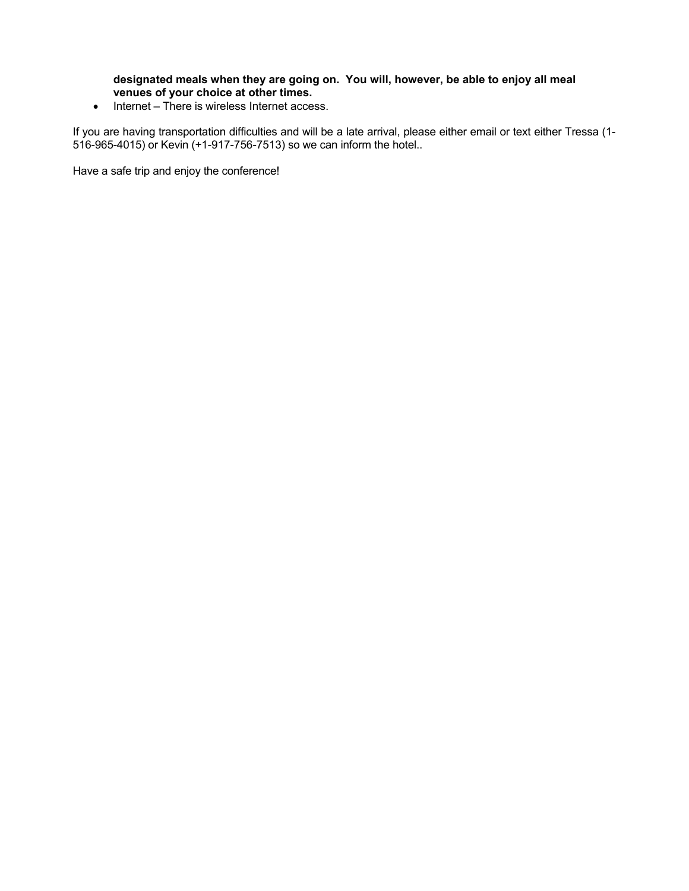**designated meals when they are going on.  You will, however, be able to enjoy all meal venues of your choice at other times.**

- Internet – There is wireless Internet access.

If you are having transportation difficulties and will be a late arrival, please either email or text either Tressa (1-516-965-4015) or Kevin (+1-917-756-7513) so we can inform the hotel..

Have a safe trip and enjoy the conference!